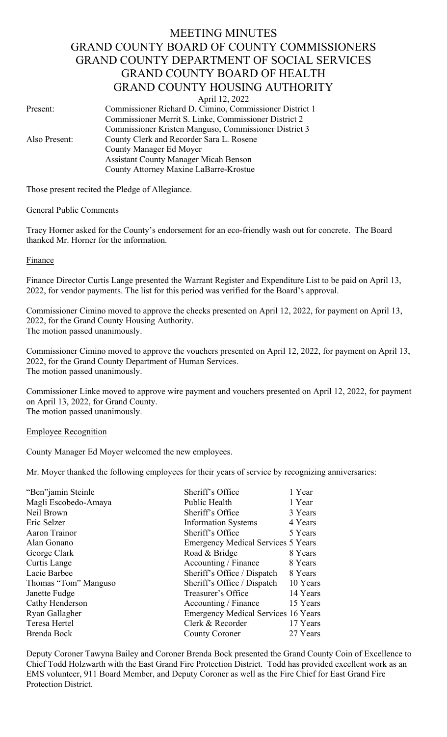# MEETING MINUTES
# GRAND COUNTY BOARD OF COUNTY COMMISSIONERS
# GRAND COUNTY DEPARTMENT OF SOCIAL SERVICES
# GRAND COUNTY BOARD OF HEALTH
# GRAND COUNTY HOUSING AUTHORITY

April 12, 2022

| | |
|---|---|
| Present: | Commissioner Richard D. Cimino, Commissioner District 1 |
| | Commissioner Merrit S. Linke, Commissioner District 2 |
| | Commissioner Kristen Manguso, Commissioner District 3 |
| Also Present: | County Clerk and Recorder Sara L. Rosene |
| | County Manager Ed Moyer |
| | Assistant County Manager Micah Benson |
| | County Attorney Maxine LaBarre-Krostue |

Those present recited the Pledge of Allegiance.

## General Public Comments

Tracy Horner asked for the County's endorsement for an eco-friendly wash out for concrete. The Board thanked Mr. Horner for the information.

## Finance

Finance Director Curtis Lange presented the Warrant Register and Expenditure List to be paid on April 13, 2022, for vendor payments. The list for this period was verified for the Board's approval.

Commissioner Cimino moved to approve the checks presented on April 12, 2022, for payment on April 13, 2022, for the Grand County Housing Authority.
The motion passed unanimously.

Commissioner Cimino moved to approve the vouchers presented on April 12, 2022, for payment on April 13, 2022, for the Grand County Department of Human Services.
The motion passed unanimously.

Commissioner Linke moved to approve wire payment and vouchers presented on April 12, 2022, for payment on April 13, 2022, for Grand County.
The motion passed unanimously.

## Employee Recognition

County Manager Ed Moyer welcomed the new employees.

Mr. Moyer thanked the following employees for their years of service by recognizing anniversaries:

| | | |
|---|---|---|
| "Ben"jamin Steinle | Sheriff's Office | 1 Year |
| Magli Escobedo-Amaya | Public Health | 1 Year |
| Neil Brown | Sheriff's Office | 3 Years |
| Eric Selzer | Information Systems | 4 Years |
| Aaron Trainor | Sheriff's Office | 5 Years |
| Alan Gonano | Emergency Medical Services | 5 Years |
| George Clark | Road & Bridge | 8 Years |
| Curtis Lange | Accounting / Finance | 8 Years |
| Lacie Barbee | Sheriff's Office / Dispatch | 8 Years |
| Thomas "Tom" Manguso | Sheriff's Office / Dispatch | 10 Years |
| Janette Fudge | Treasurer's Office | 14 Years |
| Cathy Henderson | Accounting / Finance | 15 Years |
| Ryan Gallagher | Emergency Medical Services | 16 Years |
| Teresa Hertel | Clerk & Recorder | 17 Years |
| Brenda Bock | County Coroner | 27 Years |

Deputy Coroner Tawyna Bailey and Coroner Brenda Bock presented the Grand County Coin of Excellence to Chief Todd Holzwarth with the East Grand Fire Protection District. Todd has provided excellent work as an EMS volunteer, 911 Board Member, and Deputy Coroner as well as the Fire Chief for East Grand Fire Protection District.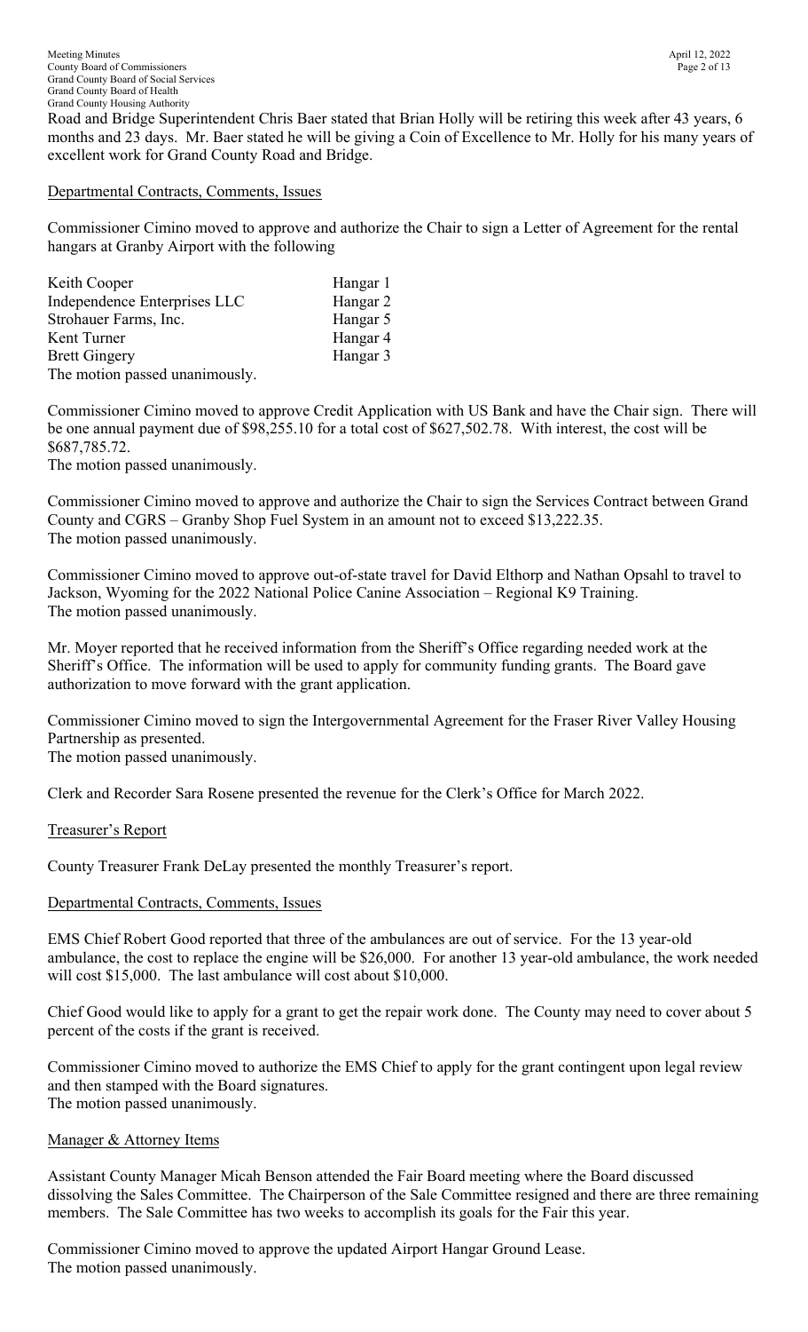Road and Bridge Superintendent Chris Baer stated that Brian Holly will be retiring this week after 43 years, 6 months and 23 days. Mr. Baer stated he will be giving a Coin of Excellence to Mr. Holly for his many years of excellent work for Grand County Road and Bridge.

Departmental Contracts, Comments, Issues

Commissioner Cimino moved to approve and authorize the Chair to sign a Letter of Agreement for the rental hangars at Granby Airport with the following

| | |
|---|---|
| Keith Cooper | Hangar 1 |
| Independence Enterprises LLC | Hangar 2 |
| Strohauer Farms, Inc. | Hangar 5 |
| Kent Turner | Hangar 4 |
| Brett Gingery | Hangar 3 |

The motion passed unanimously.

Commissioner Cimino moved to approve Credit Application with US Bank and have the Chair sign. There will be one annual payment due of $98,255.10 for a total cost of $627,502.78. With interest, the cost will be $687,785.72.
The motion passed unanimously.

Commissioner Cimino moved to approve and authorize the Chair to sign the Services Contract between Grand County and CGRS – Granby Shop Fuel System in an amount not to exceed $13,222.35.
The motion passed unanimously.

Commissioner Cimino moved to approve out-of-state travel for David Elthorp and Nathan Opsahl to travel to Jackson, Wyoming for the 2022 National Police Canine Association – Regional K9 Training.
The motion passed unanimously.

Mr. Moyer reported that he received information from the Sheriff's Office regarding needed work at the Sheriff's Office. The information will be used to apply for community funding grants. The Board gave authorization to move forward with the grant application.

Commissioner Cimino moved to sign the Intergovernmental Agreement for the Fraser River Valley Housing Partnership as presented.
The motion passed unanimously.

Clerk and Recorder Sara Rosene presented the revenue for the Clerk's Office for March 2022.

Treasurer's Report

County Treasurer Frank DeLay presented the monthly Treasurer's report.

Departmental Contracts, Comments, Issues

EMS Chief Robert Good reported that three of the ambulances are out of service. For the 13 year-old ambulance, the cost to replace the engine will be $26,000. For another 13 year-old ambulance, the work needed will cost $15,000. The last ambulance will cost about $10,000.

Chief Good would like to apply for a grant to get the repair work done. The County may need to cover about 5 percent of the costs if the grant is received.

Commissioner Cimino moved to authorize the EMS Chief to apply for the grant contingent upon legal review and then stamped with the Board signatures.
The motion passed unanimously.

Manager & Attorney Items

Assistant County Manager Micah Benson attended the Fair Board meeting where the Board discussed dissolving the Sales Committee. The Chairperson of the Sale Committee resigned and there are three remaining members. The Sale Committee has two weeks to accomplish its goals for the Fair this year.

Commissioner Cimino moved to approve the updated Airport Hangar Ground Lease.
The motion passed unanimously.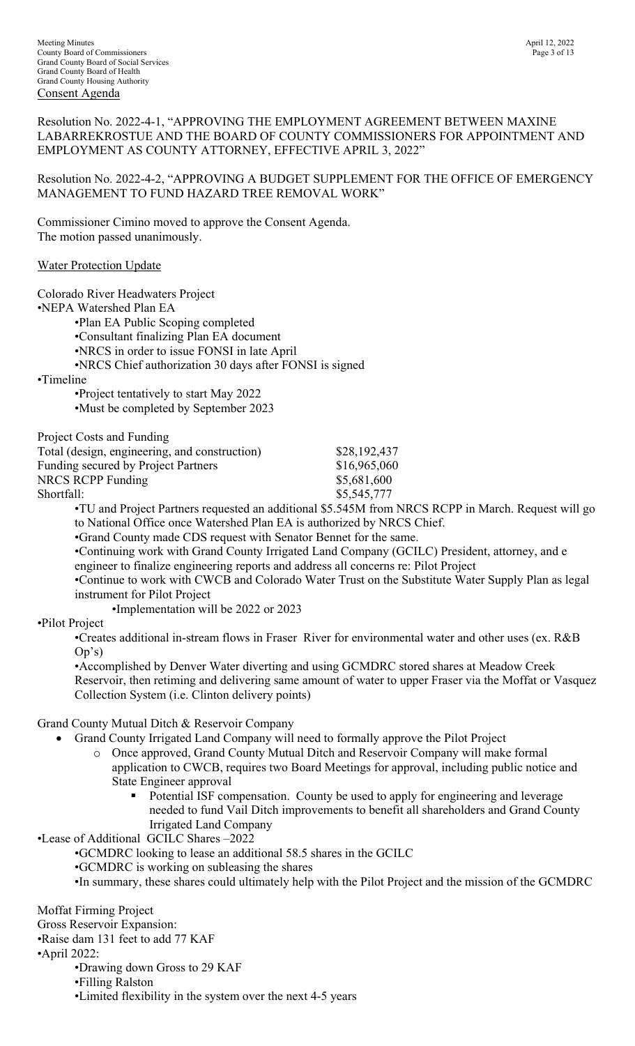## Consent Agenda

Resolution No. 2022-4-1, "APPROVING THE EMPLOYMENT AGREEMENT BETWEEN MAXINE LABARREKROSTUE AND THE BOARD OF COUNTY COMMISSIONERS FOR APPOINTMENT AND EMPLOYMENT AS COUNTY ATTORNEY, EFFECTIVE APRIL 3, 2022"

Resolution No. 2022-4-2, "APPROVING A BUDGET SUPPLEMENT FOR THE OFFICE OF EMERGENCY MANAGEMENT TO FUND HAZARD TREE REMOVAL WORK"

Commissioner Cimino moved to approve the Consent Agenda.
The motion passed unanimously.

## Water Protection Update

Colorado River Headwaters Project

- NEPA Watershed Plan EA
  - Plan EA Public Scoping completed
  - Consultant finalizing Plan EA document
  - NRCS in order to issue FONSI in late April
  - NRCS Chief authorization 30 days after FONSI is signed
- Timeline
  - Project tentatively to start May 2022
  - Must be completed by September 2023

Project Costs and Funding

| | |
|---|---|
| Total (design, engineering, and construction) | \$28,192,437 |
| Funding secured by Project Partners | \$16,965,060 |
| NRCS RCPP Funding | \$5,681,600 |
| Shortfall: | \$5,545,777 |

- TU and Project Partners requested an additional \$5.545M from NRCS RCPP in March. Request will go to National Office once Watershed Plan EA is authorized by NRCS Chief.
- Grand County made CDS request with Senator Bennet for the same.
- Continuing work with Grand County Irrigated Land Company (GCILC) President, attorney, and e engineer to finalize engineering reports and address all concerns re: Pilot Project
- Continue to work with CWCB and Colorado Water Trust on the Substitute Water Supply Plan as legal instrument for Pilot Project
  - Implementation will be 2022 or 2023
- Pilot Project
  - Creates additional in-stream flows in Fraser River for environmental water and other uses (ex. R&B Op's)
  - Accomplished by Denver Water diverting and using GCMDRC stored shares at Meadow Creek Reservoir, then retiming and delivering same amount of water to upper Fraser via the Moffat or Vasquez Collection System (i.e. Clinton delivery points)

Grand County Mutual Ditch & Reservoir Company

- Grand County Irrigated Land Company will need to formally approve the Pilot Project
  - Once approved, Grand County Mutual Ditch and Reservoir Company will make formal application to CWCB, requires two Board Meetings for approval, including public notice and State Engineer approval
    - Potential ISF compensation. County be used to apply for engineering and leverage needed to fund Vail Ditch improvements to benefit all shareholders and Grand County Irrigated Land Company
- Lease of Additional GCILC Shares –2022
  - GCMDRC looking to lease an additional 58.5 shares in the GCILC
  - GCMDRC is working on subleasing the shares
  - In summary, these shares could ultimately help with the Pilot Project and the mission of the GCMDRC

Moffat Firming Project

Gross Reservoir Expansion:

- Raise dam 131 feet to add 77 KAF
- April 2022:
  - Drawing down Gross to 29 KAF
  - Filling Ralston
  - Limited flexibility in the system over the next 4-5 years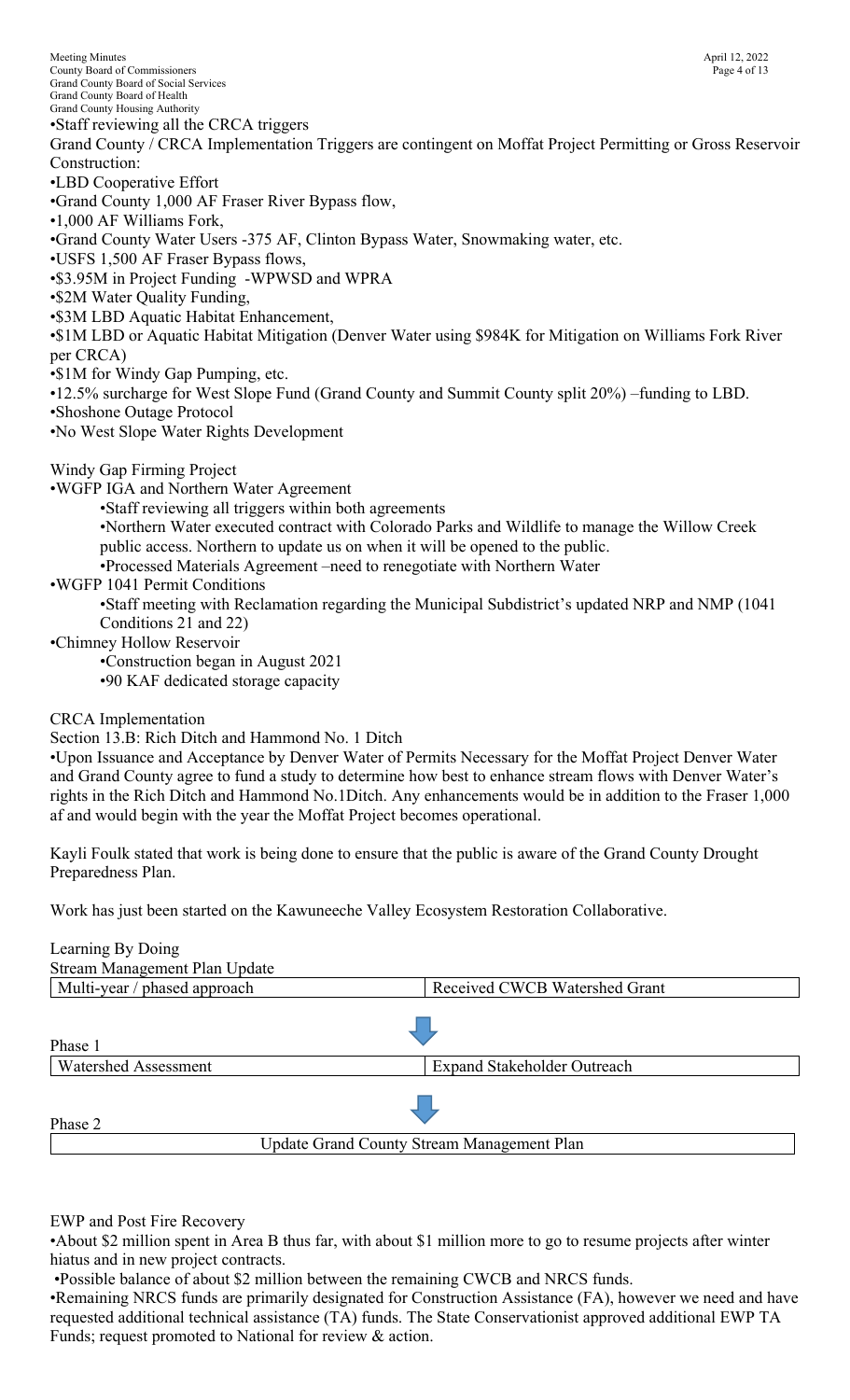•Staff reviewing all the CRCA triggers

Grand County / CRCA Implementation Triggers are contingent on Moffat Project Permitting or Gross Reservoir Construction:

•LBD Cooperative Effort

•Grand County 1,000 AF Fraser River Bypass flow,

•1,000 AF Williams Fork,

•Grand County Water Users -375 AF, Clinton Bypass Water, Snowmaking water, etc.

•USFS 1,500 AF Fraser Bypass flows,

•$3.95M in Project Funding -WPWSD and WPRA

•$2M Water Quality Funding,

•$3M LBD Aquatic Habitat Enhancement,

•$1M LBD or Aquatic Habitat Mitigation (Denver Water using $984K for Mitigation on Williams Fork River per CRCA)

•$1M for Windy Gap Pumping, etc.

•12.5% surcharge for West Slope Fund (Grand County and Summit County split 20%) –funding to LBD.

•Shoshone Outage Protocol

•No West Slope Water Rights Development

Windy Gap Firming Project

•WGFP IGA and Northern Water Agreement

- •Staff reviewing all triggers within both agreements
- •Northern Water executed contract with Colorado Parks and Wildlife to manage the Willow Creek public access. Northern to update us on when it will be opened to the public.
- •Processed Materials Agreement –need to renegotiate with Northern Water

•WGFP 1041 Permit Conditions

- •Staff meeting with Reclamation regarding the Municipal Subdistrict's updated NRP and NMP (1041 Conditions 21 and 22)

•Chimney Hollow Reservoir

- •Construction began in August 2021
- •90 KAF dedicated storage capacity

CRCA Implementation

Section 13.B: Rich Ditch and Hammond No. 1 Ditch

•Upon Issuance and Acceptance by Denver Water of Permits Necessary for the Moffat Project Denver Water and Grand County agree to fund a study to determine how best to enhance stream flows with Denver Water's rights in the Rich Ditch and Hammond No.1Ditch. Any enhancements would be in addition to the Fraser 1,000 af and would begin with the year the Moffat Project becomes operational.

Kayli Foulk stated that work is being done to ensure that the public is aware of the Grand County Drought Preparedness Plan.

Work has just been started on the Kawuneeche Valley Ecosystem Restoration Collaborative.

Learning By Doing

Stream Management Plan Update

| Multi-year / phased approach | Received CWCB Watershed Grant |
|---|---|

Phase 1

| Watershed Assessment | Expand Stakeholder Outreach |
|---|---|

Phase 2

| Update Grand County Stream Management Plan |
|---|

EWP and Post Fire Recovery

•About $2 million spent in Area B thus far, with about $1 million more to go to resume projects after winter hiatus and in new project contracts.

•Possible balance of about $2 million between the remaining CWCB and NRCS funds.

•Remaining NRCS funds are primarily designated for Construction Assistance (FA), however we need and have requested additional technical assistance (TA) funds. The State Conservationist approved additional EWP TA Funds; request promoted to National for review & action.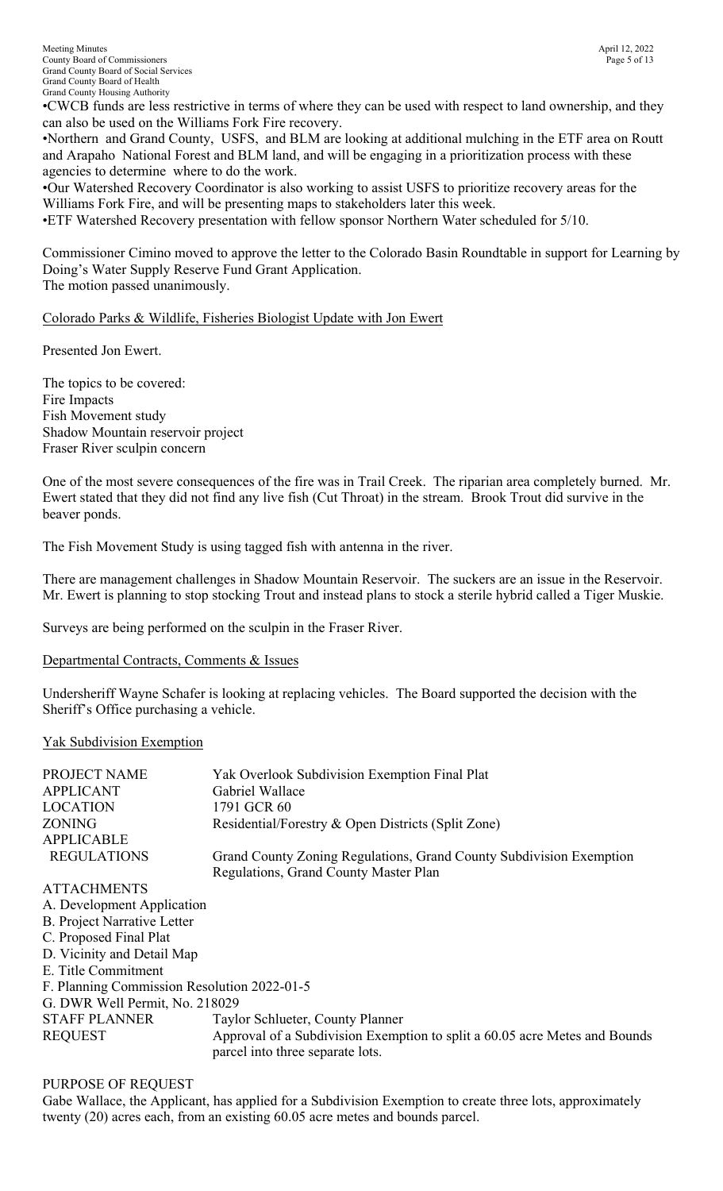•CWCB funds are less restrictive in terms of where they can be used with respect to land ownership, and they can also be used on the Williams Fork Fire recovery.
•Northern and Grand County, USFS, and BLM are looking at additional mulching in the ETF area on Routt and Arapaho National Forest and BLM land, and will be engaging in a prioritization process with these agencies to determine where to do the work.
•Our Watershed Recovery Coordinator is also working to assist USFS to prioritize recovery areas for the Williams Fork Fire, and will be presenting maps to stakeholders later this week.
•ETF Watershed Recovery presentation with fellow sponsor Northern Water scheduled for 5/10.

Commissioner Cimino moved to approve the letter to the Colorado Basin Roundtable in support for Learning by Doing's Water Supply Reserve Fund Grant Application.
The motion passed unanimously.

Colorado Parks & Wildlife, Fisheries Biologist Update with Jon Ewert

Presented Jon Ewert.

The topics to be covered:
Fire Impacts
Fish Movement study
Shadow Mountain reservoir project
Fraser River sculpin concern

One of the most severe consequences of the fire was in Trail Creek. The riparian area completely burned. Mr. Ewert stated that they did not find any live fish (Cut Throat) in the stream. Brook Trout did survive in the beaver ponds.

The Fish Movement Study is using tagged fish with antenna in the river.

There are management challenges in Shadow Mountain Reservoir. The suckers are an issue in the Reservoir. Mr. Ewert is planning to stop stocking Trout and instead plans to stock a sterile hybrid called a Tiger Muskie.

Surveys are being performed on the sculpin in the Fraser River.

Departmental Contracts, Comments & Issues

Undersheriff Wayne Schafer is looking at replacing vehicles. The Board supported the decision with the Sheriff's Office purchasing a vehicle.

Yak Subdivision Exemption

| | |
|---|---|
| PROJECT NAME | Yak Overlook Subdivision Exemption Final Plat |
| APPLICANT | Gabriel Wallace |
| LOCATION | 1791 GCR 60 |
| ZONING | Residential/Forestry & Open Districts (Split Zone) |
| APPLICABLE REGULATIONS | Grand County Zoning Regulations, Grand County Subdivision Exemption Regulations, Grand County Master Plan |

ATTACHMENTS
A. Development Application
B. Project Narrative Letter
C. Proposed Final Plat
D. Vicinity and Detail Map
E. Title Commitment
F. Planning Commission Resolution 2022-01-5
G. DWR Well Permit, No. 218029

| | |
|---|---|
| STAFF PLANNER | Taylor Schlueter, County Planner |
| REQUEST | Approval of a Subdivision Exemption to split a 60.05 acre Metes and Bounds parcel into three separate lots. |

PURPOSE OF REQUEST
Gabe Wallace, the Applicant, has applied for a Subdivision Exemption to create three lots, approximately twenty (20) acres each, from an existing 60.05 acre metes and bounds parcel.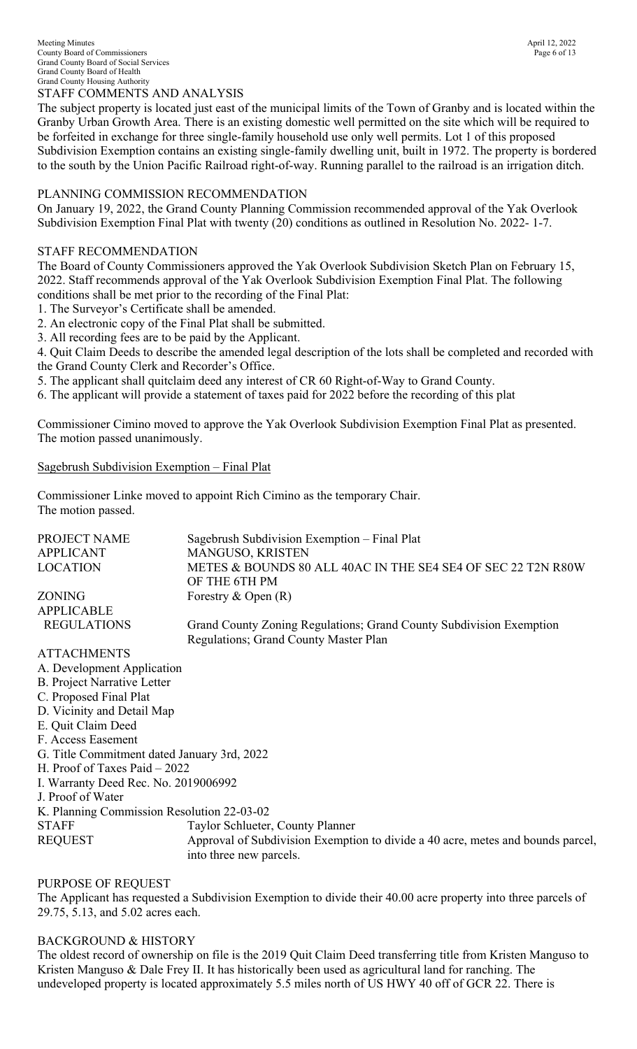STAFF COMMENTS AND ANALYSIS

The subject property is located just east of the municipal limits of the Town of Granby and is located within the Granby Urban Growth Area. There is an existing domestic well permitted on the site which will be required to be forfeited in exchange for three single-family household use only well permits. Lot 1 of this proposed Subdivision Exemption contains an existing single-family dwelling unit, built in 1972. The property is bordered to the south by the Union Pacific Railroad right-of-way. Running parallel to the railroad is an irrigation ditch.

PLANNING COMMISSION RECOMMENDATION

On January 19, 2022, the Grand County Planning Commission recommended approval of the Yak Overlook Subdivision Exemption Final Plat with twenty (20) conditions as outlined in Resolution No. 2022- 1-7.

STAFF RECOMMENDATION

The Board of County Commissioners approved the Yak Overlook Subdivision Sketch Plan on February 15, 2022. Staff recommends approval of the Yak Overlook Subdivision Exemption Final Plat. The following conditions shall be met prior to the recording of the Final Plat:

1. The Surveyor's Certificate shall be amended.
2. An electronic copy of the Final Plat shall be submitted.
3. All recording fees are to be paid by the Applicant.
4. Quit Claim Deeds to describe the amended legal description of the lots shall be completed and recorded with the Grand County Clerk and Recorder's Office.
5. The applicant shall quitclaim deed any interest of CR 60 Right-of-Way to Grand County.
6. The applicant will provide a statement of taxes paid for 2022 before the recording of this plat

Commissioner Cimino moved to approve the Yak Overlook Subdivision Exemption Final Plat as presented. The motion passed unanimously.

Sagebrush Subdivision Exemption – Final Plat

Commissioner Linke moved to appoint Rich Cimino as the temporary Chair. The motion passed.

| | |
|---|---|
| PROJECT NAME | Sagebrush Subdivision Exemption – Final Plat |
| APPLICANT | MANGUSO, KRISTEN |
| LOCATION | METES & BOUNDS 80 ALL 40AC IN THE SE4 SE4 OF SEC 22 T2N R80W OF THE 6TH PM |
| ZONING | Forestry & Open (R) |
| APPLICABLE REGULATIONS | Grand County Zoning Regulations; Grand County Subdivision Exemption Regulations; Grand County Master Plan |

ATTACHMENTS

A. Development Application
B. Project Narrative Letter
C. Proposed Final Plat
D. Vicinity and Detail Map
E. Quit Claim Deed
F. Access Easement
G. Title Commitment dated January 3rd, 2022
H. Proof of Taxes Paid – 2022
I. Warranty Deed Rec. No. 2019006992
J. Proof of Water
K. Planning Commission Resolution 22-03-02

| | |
|---|---|
| STAFF | Taylor Schlueter, County Planner |
| REQUEST | Approval of Subdivision Exemption to divide a 40 acre, metes and bounds parcel, into three new parcels. |

PURPOSE OF REQUEST

The Applicant has requested a Subdivision Exemption to divide their 40.00 acre property into three parcels of 29.75, 5.13, and 5.02 acres each.

BACKGROUND & HISTORY

The oldest record of ownership on file is the 2019 Quit Claim Deed transferring title from Kristen Manguso to Kristen Manguso & Dale Frey II. It has historically been used as agricultural land for ranching. The undeveloped property is located approximately 5.5 miles north of US HWY 40 off of GCR 22. There is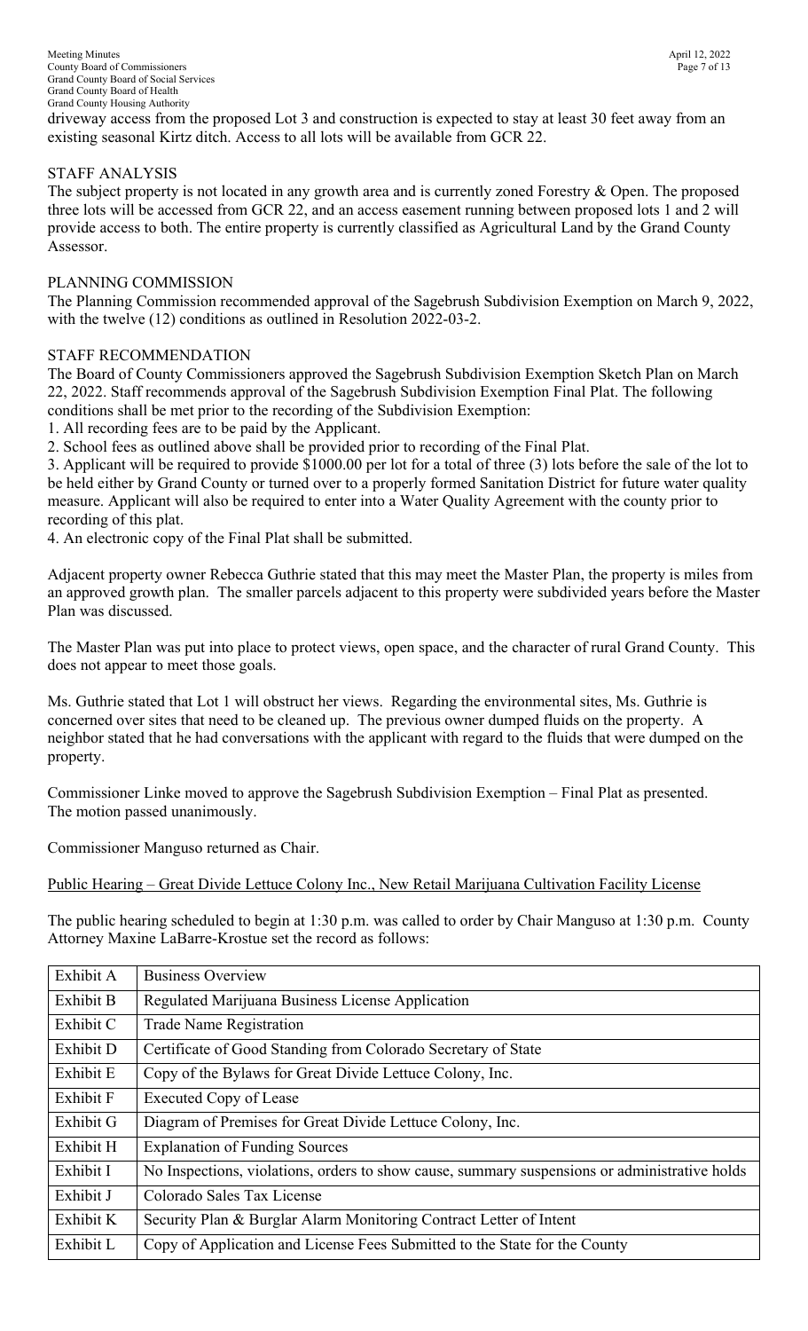driveway access from the proposed Lot 3 and construction is expected to stay at least 30 feet away from an existing seasonal Kirtz ditch. Access to all lots will be available from GCR 22.

STAFF ANALYSIS

The subject property is not located in any growth area and is currently zoned Forestry & Open. The proposed three lots will be accessed from GCR 22, and an access easement running between proposed lots 1 and 2 will provide access to both. The entire property is currently classified as Agricultural Land by the Grand County Assessor.

PLANNING COMMISSION

The Planning Commission recommended approval of the Sagebrush Subdivision Exemption on March 9, 2022, with the twelve (12) conditions as outlined in Resolution 2022-03-2.

STAFF RECOMMENDATION

The Board of County Commissioners approved the Sagebrush Subdivision Exemption Sketch Plan on March 22, 2022. Staff recommends approval of the Sagebrush Subdivision Exemption Final Plat. The following conditions shall be met prior to the recording of the Subdivision Exemption:

1. All recording fees are to be paid by the Applicant.
2. School fees as outlined above shall be provided prior to recording of the Final Plat.
3. Applicant will be required to provide $1000.00 per lot for a total of three (3) lots before the sale of the lot to be held either by Grand County or turned over to a properly formed Sanitation District for future water quality measure. Applicant will also be required to enter into a Water Quality Agreement with the county prior to recording of this plat.
4. An electronic copy of the Final Plat shall be submitted.

Adjacent property owner Rebecca Guthrie stated that this may meet the Master Plan, the property is miles from an approved growth plan. The smaller parcels adjacent to this property were subdivided years before the Master Plan was discussed.

The Master Plan was put into place to protect views, open space, and the character of rural Grand County. This does not appear to meet those goals.

Ms. Guthrie stated that Lot 1 will obstruct her views. Regarding the environmental sites, Ms. Guthrie is concerned over sites that need to be cleaned up. The previous owner dumped fluids on the property. A neighbor stated that he had conversations with the applicant with regard to the fluids that were dumped on the property.

Commissioner Linke moved to approve the Sagebrush Subdivision Exemption – Final Plat as presented. The motion passed unanimously.

Commissioner Manguso returned as Chair.

<u>Public Hearing – Great Divide Lettuce Colony Inc., New Retail Marijuana Cultivation Facility License</u>

The public hearing scheduled to begin at 1:30 p.m. was called to order by Chair Manguso at 1:30 p.m. County Attorney Maxine LaBarre-Krostue set the record as follows:

| | |
|---|---|
| Exhibit A | Business Overview |
| Exhibit B | Regulated Marijuana Business License Application |
| Exhibit C | Trade Name Registration |
| Exhibit D | Certificate of Good Standing from Colorado Secretary of State |
| Exhibit E | Copy of the Bylaws for Great Divide Lettuce Colony, Inc. |
| Exhibit F | Executed Copy of Lease |
| Exhibit G | Diagram of Premises for Great Divide Lettuce Colony, Inc. |
| Exhibit H | Explanation of Funding Sources |
| Exhibit I | No Inspections, violations, orders to show cause, summary suspensions or administrative holds |
| Exhibit J | Colorado Sales Tax License |
| Exhibit K | Security Plan & Burglar Alarm Monitoring Contract Letter of Intent |
| Exhibit L | Copy of Application and License Fees Submitted to the State for the County |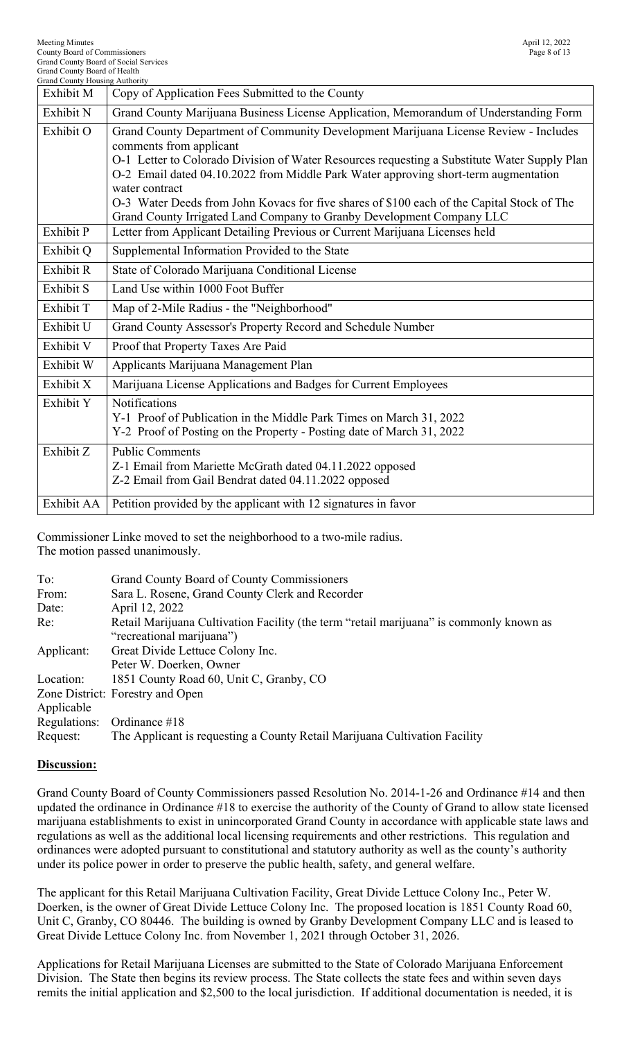| Exhibit M | Copy of Application Fees Submitted to the County |
|---|---|
| Exhibit N | Grand County Marijuana Business License Application, Memorandum of Understanding Form |
| Exhibit O | Grand County Department of Community Development Marijuana License Review - Includes comments from applicant<br>O-1 Letter to Colorado Division of Water Resources requesting a Substitute Water Supply Plan<br>O-2 Email dated 04.10.2022 from Middle Park Water approving short-term augmentation water contract<br>O-3 Water Deeds from John Kovacs for five shares of $100 each of the Capital Stock of The Grand County Irrigated Land Company to Granby Development Company LLC |
| Exhibit P | Letter from Applicant Detailing Previous or Current Marijuana Licenses held |
| Exhibit Q | Supplemental Information Provided to the State |
| Exhibit R | State of Colorado Marijuana Conditional License |
| Exhibit S | Land Use within 1000 Foot Buffer |
| Exhibit T | Map of 2-Mile Radius - the "Neighborhood" |
| Exhibit U | Grand County Assessor's Property Record and Schedule Number |
| Exhibit V | Proof that Property Taxes Are Paid |
| Exhibit W | Applicants Marijuana Management Plan |
| Exhibit X | Marijuana License Applications and Badges for Current Employees |
| Exhibit Y | Notifications<br>Y-1 Proof of Publication in the Middle Park Times on March 31, 2022<br>Y-2 Proof of Posting on the Property - Posting date of March 31, 2022 |
| Exhibit Z | Public Comments<br>Z-1 Email from Mariette McGrath dated 04.11.2022 opposed<br>Z-2 Email from Gail Bendrat dated 04.11.2022 opposed |
| Exhibit AA | Petition provided by the applicant with 12 signatures in favor |

Commissioner Linke moved to set the neighborhood to a two-mile radius.
The motion passed unanimously.

| | |
|---|---|
| To: | Grand County Board of County Commissioners |
| From: | Sara L. Rosene, Grand County Clerk and Recorder |
| Date: | April 12, 2022 |
| Re: | Retail Marijuana Cultivation Facility (the term "retail marijuana" is commonly known as "recreational marijuana") |
| Applicant: | Great Divide Lettuce Colony Inc.<br>Peter W. Doerken, Owner |
| Location: | 1851 County Road 60, Unit C, Granby, CO |
| Zone District: | Forestry and Open |
| Applicable Regulations: | Ordinance #18 |
| Request: | The Applicant is requesting a County Retail Marijuana Cultivation Facility |

**Discussion:**

Grand County Board of County Commissioners passed Resolution No. 2014-1-26 and Ordinance #14 and then updated the ordinance in Ordinance #18 to exercise the authority of the County of Grand to allow state licensed marijuana establishments to exist in unincorporated Grand County in accordance with applicable state laws and regulations as well as the additional local licensing requirements and other restrictions. This regulation and ordinances were adopted pursuant to constitutional and statutory authority as well as the county's authority under its police power in order to preserve the public health, safety, and general welfare.

The applicant for this Retail Marijuana Cultivation Facility, Great Divide Lettuce Colony Inc., Peter W. Doerken, is the owner of Great Divide Lettuce Colony Inc. The proposed location is 1851 County Road 60, Unit C, Granby, CO 80446. The building is owned by Granby Development Company LLC and is leased to Great Divide Lettuce Colony Inc. from November 1, 2021 through October 31, 2026.

Applications for Retail Marijuana Licenses are submitted to the State of Colorado Marijuana Enforcement Division. The State then begins its review process. The State collects the state fees and within seven days remits the initial application and $2,500 to the local jurisdiction. If additional documentation is needed, it is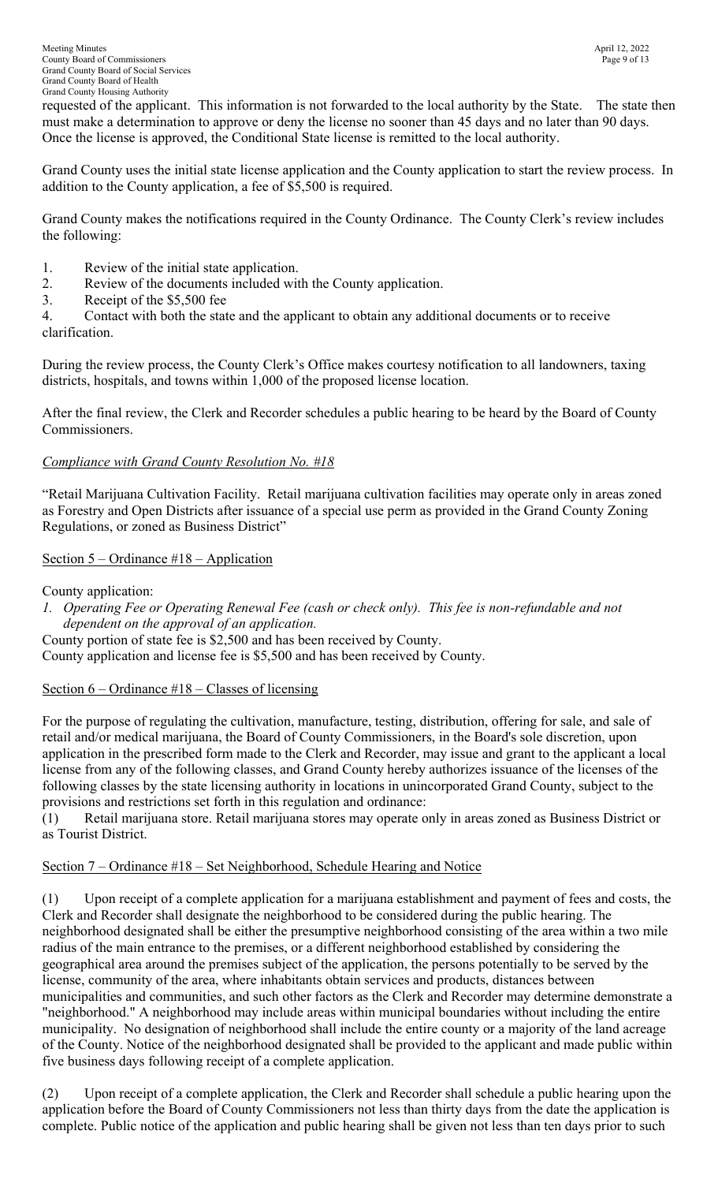requested of the applicant. This information is not forwarded to the local authority by the State. The state then must make a determination to approve or deny the license no sooner than 45 days and no later than 90 days. Once the license is approved, the Conditional State license is remitted to the local authority.

Grand County uses the initial state license application and the County application to start the review process. In addition to the County application, a fee of $5,500 is required.

Grand County makes the notifications required in the County Ordinance. The County Clerk's review includes the following:

1. Review of the initial state application.
2. Review of the documents included with the County application.
3. Receipt of the $5,500 fee
4. Contact with both the state and the applicant to obtain any additional documents or to receive clarification.

During the review process, the County Clerk's Office makes courtesy notification to all landowners, taxing districts, hospitals, and towns within 1,000 of the proposed license location.

After the final review, the Clerk and Recorder schedules a public hearing to be heard by the Board of County Commissioners.

*Compliance with Grand County Resolution No. #18*

"Retail Marijuana Cultivation Facility. Retail marijuana cultivation facilities may operate only in areas zoned as Forestry and Open Districts after issuance of a special use perm as provided in the Grand County Zoning Regulations, or zoned as Business District"

Section 5 – Ordinance #18 – Application

County application:

1. *Operating Fee or Operating Renewal Fee (cash or check only). This fee is non-refundable and not dependent on the approval of an application.*

County portion of state fee is $2,500 and has been received by County.
County application and license fee is $5,500 and has been received by County.

Section 6 – Ordinance #18 – Classes of licensing

For the purpose of regulating the cultivation, manufacture, testing, distribution, offering for sale, and sale of retail and/or medical marijuana, the Board of County Commissioners, in the Board's sole discretion, upon application in the prescribed form made to the Clerk and Recorder, may issue and grant to the applicant a local license from any of the following classes, and Grand County hereby authorizes issuance of the licenses of the following classes by the state licensing authority in locations in unincorporated Grand County, subject to the provisions and restrictions set forth in this regulation and ordinance:

(1) Retail marijuana store. Retail marijuana stores may operate only in areas zoned as Business District or as Tourist District.

Section 7 – Ordinance #18 – Set Neighborhood, Schedule Hearing and Notice

(1) Upon receipt of a complete application for a marijuana establishment and payment of fees and costs, the Clerk and Recorder shall designate the neighborhood to be considered during the public hearing. The neighborhood designated shall be either the presumptive neighborhood consisting of the area within a two mile radius of the main entrance to the premises, or a different neighborhood established by considering the geographical area around the premises subject of the application, the persons potentially to be served by the license, community of the area, where inhabitants obtain services and products, distances between municipalities and communities, and such other factors as the Clerk and Recorder may determine demonstrate a "neighborhood." A neighborhood may include areas within municipal boundaries without including the entire municipality. No designation of neighborhood shall include the entire county or a majority of the land acreage of the County. Notice of the neighborhood designated shall be provided to the applicant and made public within five business days following receipt of a complete application.

(2) Upon receipt of a complete application, the Clerk and Recorder shall schedule a public hearing upon the application before the Board of County Commissioners not less than thirty days from the date the application is complete. Public notice of the application and public hearing shall be given not less than ten days prior to such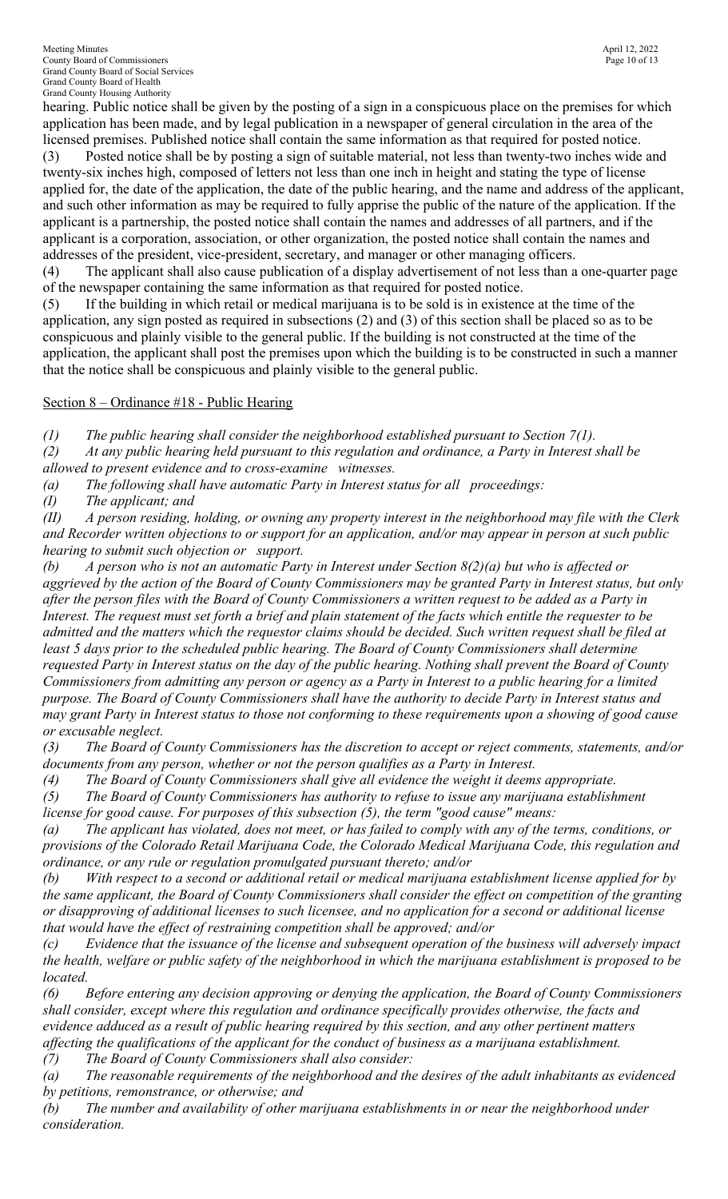hearing. Public notice shall be given by the posting of a sign in a conspicuous place on the premises for which application has been made, and by legal publication in a newspaper of general circulation in the area of the licensed premises. Published notice shall contain the same information as that required for posted notice.

(3) Posted notice shall be by posting a sign of suitable material, not less than twenty-two inches wide and twenty-six inches high, composed of letters not less than one inch in height and stating the type of license applied for, the date of the application, the date of the public hearing, and the name and address of the applicant, and such other information as may be required to fully apprise the public of the nature of the application. If the applicant is a partnership, the posted notice shall contain the names and addresses of all partners, and if the applicant is a corporation, association, or other organization, the posted notice shall contain the names and addresses of the president, vice-president, secretary, and manager or other managing officers.

(4) The applicant shall also cause publication of a display advertisement of not less than a one-quarter page of the newspaper containing the same information as that required for posted notice.

(5) If the building in which retail or medical marijuana is to be sold is in existence at the time of the application, any sign posted as required in subsections (2) and (3) of this section shall be placed so as to be conspicuous and plainly visible to the general public. If the building is not constructed at the time of the application, the applicant shall post the premises upon which the building is to be constructed in such a manner that the notice shall be conspicuous and plainly visible to the general public.

<u>Section 8 – Ordinance #18 - Public Hearing</u>

*(1) The public hearing shall consider the neighborhood established pursuant to Section 7(1).*

*(2) At any public hearing held pursuant to this regulation and ordinance, a Party in Interest shall be allowed to present evidence and to cross-examine witnesses.*

*(a) The following shall have automatic Party in Interest status for all proceedings:*

*(I) The applicant; and*

*(II) A person residing, holding, or owning any property interest in the neighborhood may file with the Clerk and Recorder written objections to or support for an application, and/or may appear in person at such public hearing to submit such objection or support.*

*(b) A person who is not an automatic Party in Interest under Section 8(2)(a) but who is affected or aggrieved by the action of the Board of County Commissioners may be granted Party in Interest status, but only after the person files with the Board of County Commissioners a written request to be added as a Party in Interest. The request must set forth a brief and plain statement of the facts which entitle the requester to be admitted and the matters which the requestor claims should be decided. Such written request shall be filed at least 5 days prior to the scheduled public hearing. The Board of County Commissioners shall determine requested Party in Interest status on the day of the public hearing. Nothing shall prevent the Board of County Commissioners from admitting any person or agency as a Party in Interest to a public hearing for a limited purpose. The Board of County Commissioners shall have the authority to decide Party in Interest status and may grant Party in Interest status to those not conforming to these requirements upon a showing of good cause or excusable neglect.*

*(3) The Board of County Commissioners has the discretion to accept or reject comments, statements, and/or documents from any person, whether or not the person qualifies as a Party in Interest.*

*(4) The Board of County Commissioners shall give all evidence the weight it deems appropriate.*

*(5) The Board of County Commissioners has authority to refuse to issue any marijuana establishment license for good cause. For purposes of this subsection (5), the term "good cause" means:*

*(a) The applicant has violated, does not meet, or has failed to comply with any of the terms, conditions, or provisions of the Colorado Retail Marijuana Code, the Colorado Medical Marijuana Code, this regulation and ordinance, or any rule or regulation promulgated pursuant thereto; and/or*

*(b) With respect to a second or additional retail or medical marijuana establishment license applied for by the same applicant, the Board of County Commissioners shall consider the effect on competition of the granting or disapproving of additional licenses to such licensee, and no application for a second or additional license that would have the effect of restraining competition shall be approved; and/or*

*(c) Evidence that the issuance of the license and subsequent operation of the business will adversely impact the health, welfare or public safety of the neighborhood in which the marijuana establishment is proposed to be located.*

*(6) Before entering any decision approving or denying the application, the Board of County Commissioners shall consider, except where this regulation and ordinance specifically provides otherwise, the facts and evidence adduced as a result of public hearing required by this section, and any other pertinent matters affecting the qualifications of the applicant for the conduct of business as a marijuana establishment.*

*(7) The Board of County Commissioners shall also consider:*

*(a) The reasonable requirements of the neighborhood and the desires of the adult inhabitants as evidenced by petitions, remonstrance, or otherwise; and*

*(b) The number and availability of other marijuana establishments in or near the neighborhood under consideration.*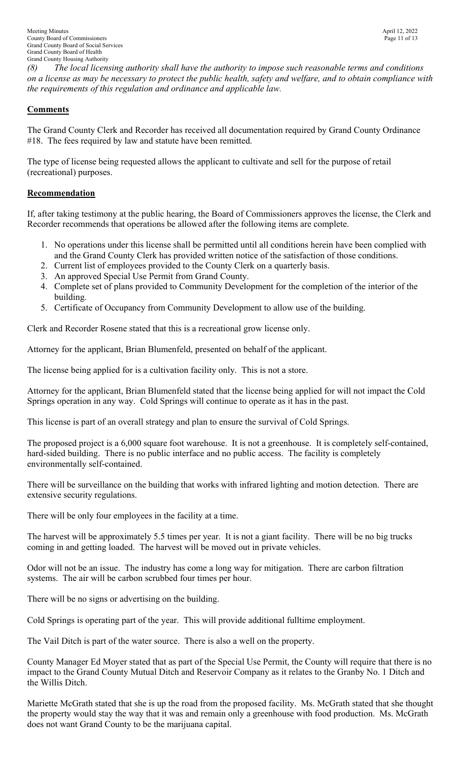*(8) The local licensing authority shall have the authority to impose such reasonable terms and conditions on a license as may be necessary to protect the public health, safety and welfare, and to obtain compliance with the requirements of this regulation and ordinance and applicable law.*

## **Comments**

The Grand County Clerk and Recorder has received all documentation required by Grand County Ordinance #18. The fees required by law and statute have been remitted.

The type of license being requested allows the applicant to cultivate and sell for the purpose of retail (recreational) purposes.

## **Recommendation**

If, after taking testimony at the public hearing, the Board of Commissioners approves the license, the Clerk and Recorder recommends that operations be allowed after the following items are complete.

1. No operations under this license shall be permitted until all conditions herein have been complied with and the Grand County Clerk has provided written notice of the satisfaction of those conditions.
2. Current list of employees provided to the County Clerk on a quarterly basis.
3. An approved Special Use Permit from Grand County.
4. Complete set of plans provided to Community Development for the completion of the interior of the building.
5. Certificate of Occupancy from Community Development to allow use of the building.

Clerk and Recorder Rosene stated that this is a recreational grow license only.

Attorney for the applicant, Brian Blumenfeld, presented on behalf of the applicant.

The license being applied for is a cultivation facility only. This is not a store.

Attorney for the applicant, Brian Blumenfeld stated that the license being applied for will not impact the Cold Springs operation in any way. Cold Springs will continue to operate as it has in the past.

This license is part of an overall strategy and plan to ensure the survival of Cold Springs.

The proposed project is a 6,000 square foot warehouse. It is not a greenhouse. It is completely self-contained, hard-sided building. There is no public interface and no public access. The facility is completely environmentally self-contained.

There will be surveillance on the building that works with infrared lighting and motion detection. There are extensive security regulations.

There will be only four employees in the facility at a time.

The harvest will be approximately 5.5 times per year. It is not a giant facility. There will be no big trucks coming in and getting loaded. The harvest will be moved out in private vehicles.

Odor will not be an issue. The industry has come a long way for mitigation. There are carbon filtration systems. The air will be carbon scrubbed four times per hour.

There will be no signs or advertising on the building.

Cold Springs is operating part of the year. This will provide additional fulltime employment.

The Vail Ditch is part of the water source. There is also a well on the property.

County Manager Ed Moyer stated that as part of the Special Use Permit, the County will require that there is no impact to the Grand County Mutual Ditch and Reservoir Company as it relates to the Granby No. 1 Ditch and the Willis Ditch.

Mariette McGrath stated that she is up the road from the proposed facility. Ms. McGrath stated that she thought the property would stay the way that it was and remain only a greenhouse with food production. Ms. McGrath does not want Grand County to be the marijuana capital.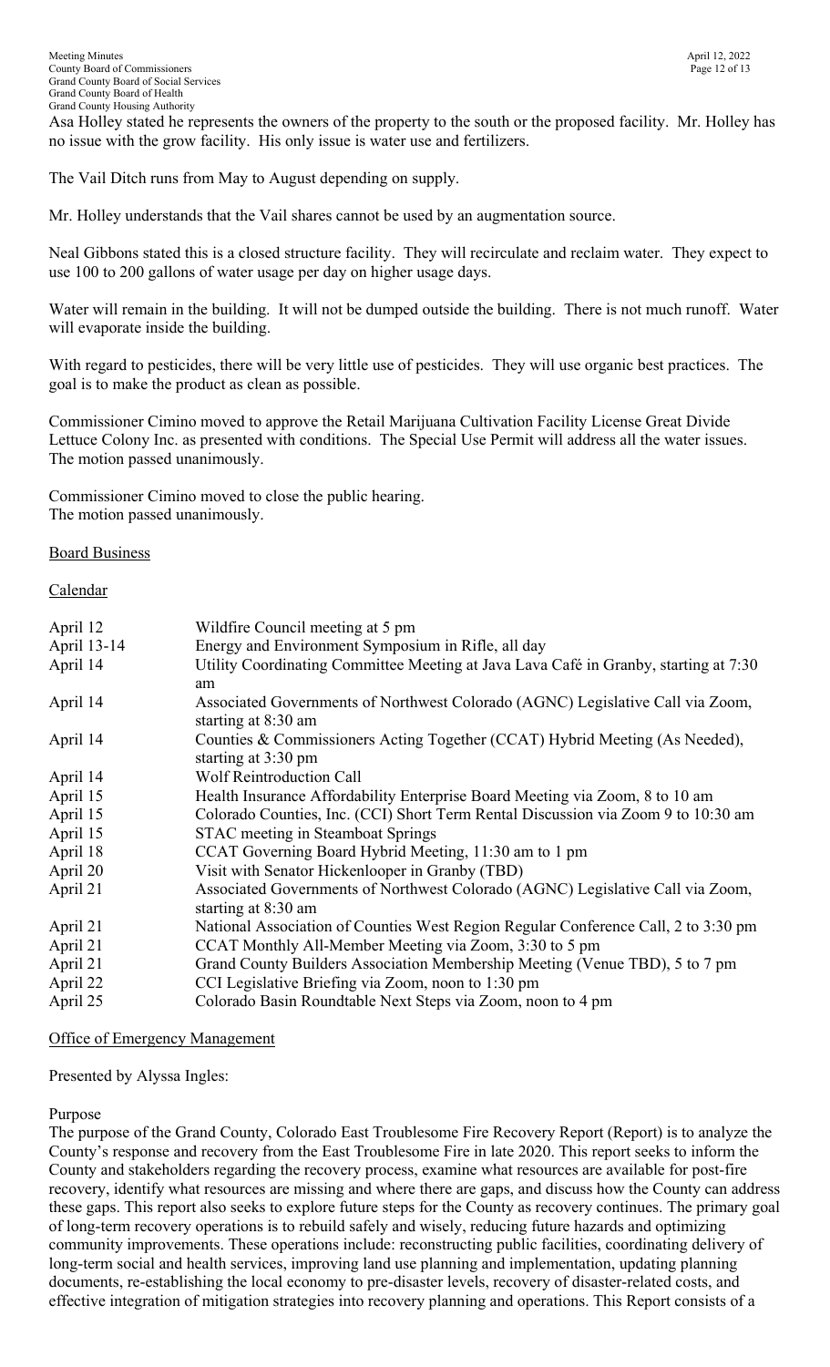Asa Holley stated he represents the owners of the property to the south or the proposed facility. Mr. Holley has no issue with the grow facility. His only issue is water use and fertilizers.

The Vail Ditch runs from May to August depending on supply.

Mr. Holley understands that the Vail shares cannot be used by an augmentation source.

Neal Gibbons stated this is a closed structure facility. They will recirculate and reclaim water. They expect to use 100 to 200 gallons of water usage per day on higher usage days.

Water will remain in the building. It will not be dumped outside the building. There is not much runoff. Water will evaporate inside the building.

With regard to pesticides, there will be very little use of pesticides. They will use organic best practices. The goal is to make the product as clean as possible.

Commissioner Cimino moved to approve the Retail Marijuana Cultivation Facility License Great Divide Lettuce Colony Inc. as presented with conditions. The Special Use Permit will address all the water issues. The motion passed unanimously.

Commissioner Cimino moved to close the public hearing.
The motion passed unanimously.

Board Business

Calendar

| | |
|---|---|
| April 12 | Wildfire Council meeting at 5 pm |
| April 13-14 | Energy and Environment Symposium in Rifle, all day |
| April 14 | Utility Coordinating Committee Meeting at Java Lava Café in Granby, starting at 7:30 am |
| April 14 | Associated Governments of Northwest Colorado (AGNC) Legislative Call via Zoom, starting at 8:30 am |
| April 14 | Counties & Commissioners Acting Together (CCAT) Hybrid Meeting (As Needed), starting at 3:30 pm |
| April 14 | Wolf Reintroduction Call |
| April 15 | Health Insurance Affordability Enterprise Board Meeting via Zoom, 8 to 10 am |
| April 15 | Colorado Counties, Inc. (CCI) Short Term Rental Discussion via Zoom 9 to 10:30 am |
| April 15 | STAC meeting in Steamboat Springs |
| April 18 | CCAT Governing Board Hybrid Meeting, 11:30 am to 1 pm |
| April 20 | Visit with Senator Hickenlooper in Granby (TBD) |
| April 21 | Associated Governments of Northwest Colorado (AGNC) Legislative Call via Zoom, starting at 8:30 am |
| April 21 | National Association of Counties West Region Regular Conference Call, 2 to 3:30 pm |
| April 21 | CCAT Monthly All-Member Meeting via Zoom, 3:30 to 5 pm |
| April 21 | Grand County Builders Association Membership Meeting (Venue TBD), 5 to 7 pm |
| April 22 | CCI Legislative Briefing via Zoom, noon to 1:30 pm |
| April 25 | Colorado Basin Roundtable Next Steps via Zoom, noon to 4 pm |

Office of Emergency Management

Presented by Alyssa Ingles:

Purpose

The purpose of the Grand County, Colorado East Troublesome Fire Recovery Report (Report) is to analyze the County's response and recovery from the East Troublesome Fire in late 2020. This report seeks to inform the County and stakeholders regarding the recovery process, examine what resources are available for post-fire recovery, identify what resources are missing and where there are gaps, and discuss how the County can address these gaps. This report also seeks to explore future steps for the County as recovery continues. The primary goal of long-term recovery operations is to rebuild safely and wisely, reducing future hazards and optimizing community improvements. These operations include: reconstructing public facilities, coordinating delivery of long-term social and health services, improving land use planning and implementation, updating planning documents, re-establishing the local economy to pre-disaster levels, recovery of disaster-related costs, and effective integration of mitigation strategies into recovery planning and operations. This Report consists of a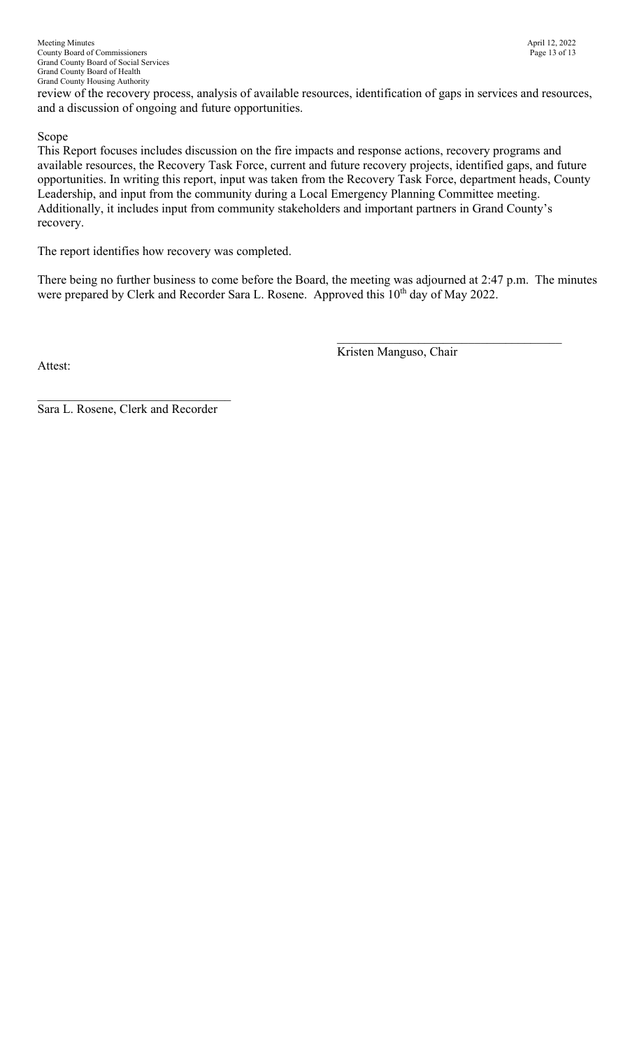review of the recovery process, analysis of available resources, identification of gaps in services and resources, and a discussion of ongoing and future opportunities.

Scope

This Report focuses includes discussion on the fire impacts and response actions, recovery programs and available resources, the Recovery Task Force, current and future recovery projects, identified gaps, and future opportunities. In writing this report, input was taken from the Recovery Task Force, department heads, County Leadership, and input from the community during a Local Emergency Planning Committee meeting. Additionally, it includes input from community stakeholders and important partners in Grand County's recovery.

The report identifies how recovery was completed.

There being no further business to come before the Board, the meeting was adjourned at 2:47 p.m. The minutes were prepared by Clerk and Recorder Sara L. Rosene. Approved this 10th day of May 2022.

\_\_\_\_\_\_\_\_\_\_\_\_\_\_\_\_\_\_\_\_\_\_\_\_\_\_\_\_\_\_\_\_\_\_\_\_

Kristen Manguso, Chair

Attest:

\_\_\_\_\_\_\_\_\_\_\_\_\_\_\_\_\_\_\_\_\_\_\_\_\_\_\_\_\_\_\_

Sara L. Rosene, Clerk and Recorder